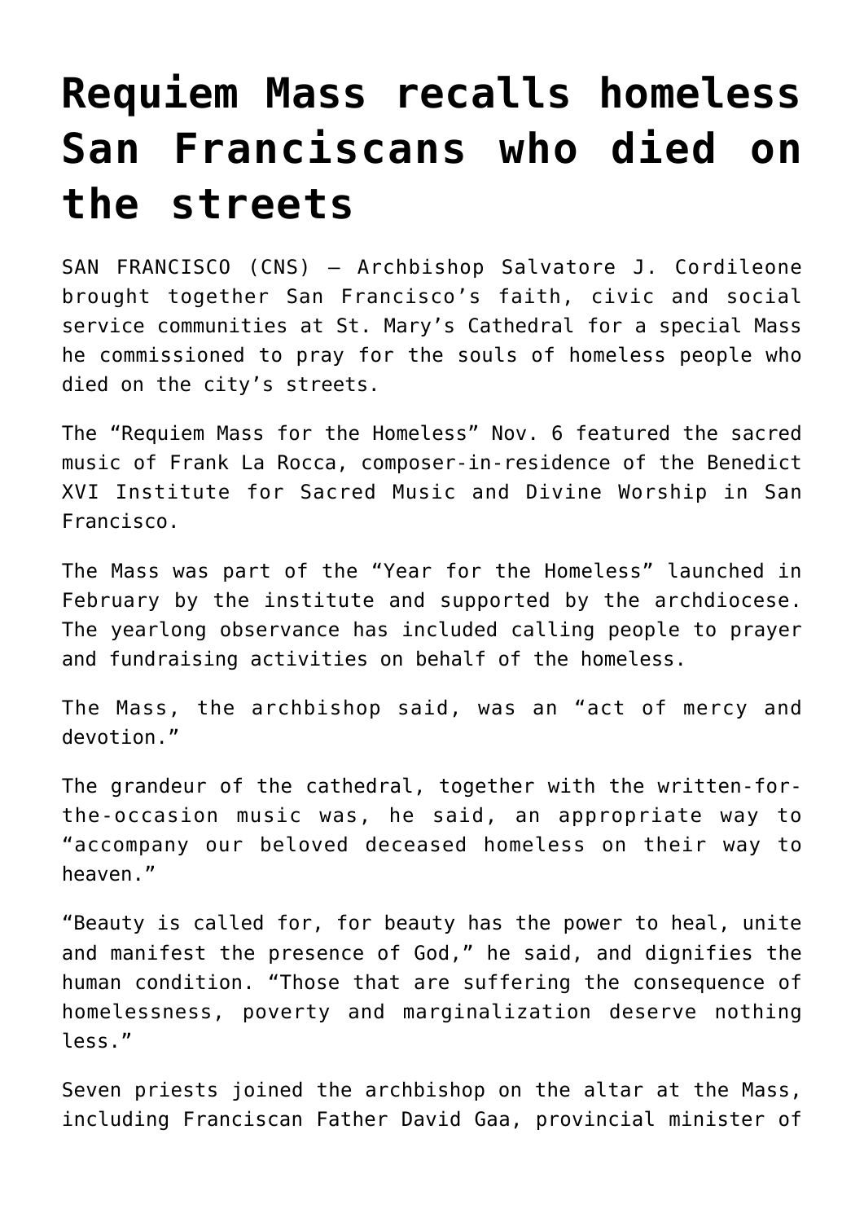# Requiem Mass recalls homeless San Franciscans who died on the streets

SAN FRANCISCO (CNS) — Archbishop Salvatore J. Cordileone brought together San Francisco's faith, civic and social service communities at St. Mary's Cathedral for a special Mass he commissioned to pray for the souls of homeless people who died on the city's streets.

The "Requiem Mass for the Homeless" Nov. 6 featured the sacred music of Frank La Rocca, composer-in-residence of the Benedict XVI Institute for Sacred Music and Divine Worship in San Francisco.

The Mass was part of the "Year for the Homeless" launched in February by the institute and supported by the archdiocese. The yearlong observance has included calling people to prayer and fundraising activities on behalf of the homeless.

The Mass, the archbishop said, was an "act of mercy and devotion."

The grandeur of the cathedral, together with the written-for-the-occasion music was, he said, an appropriate way to "accompany our beloved deceased homeless on their way to heaven."

"Beauty is called for, for beauty has the power to heal, unite and manifest the presence of God," he said, and dignifies the human condition. "Those that are suffering the consequence of homelessness, poverty and marginalization deserve nothing less."

Seven priests joined the archbishop on the altar at the Mass, including Franciscan Father David Gaa, provincial minister of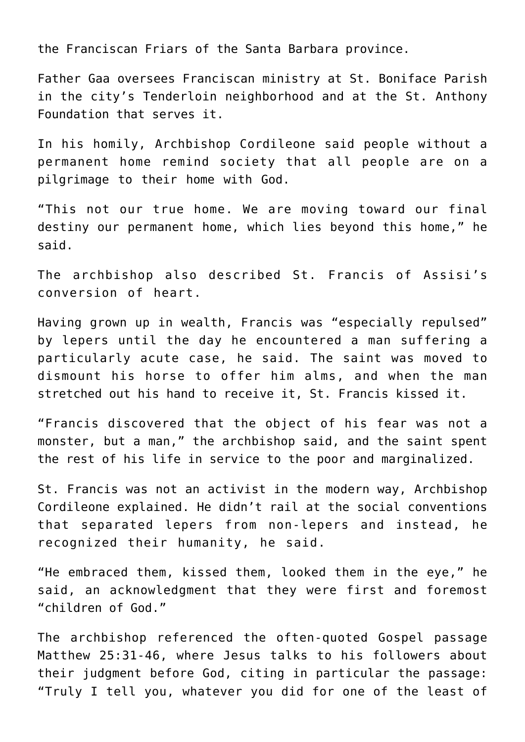the Franciscan Friars of the Santa Barbara province.

Father Gaa oversees Franciscan ministry at St. Boniface Parish in the city's Tenderloin neighborhood and at the St. Anthony Foundation that serves it.

In his homily, Archbishop Cordileone said people without a permanent home remind society that all people are on a pilgrimage to their home with God.

"This not our true home. We are moving toward our final destiny our permanent home, which lies beyond this home," he said.

The archbishop also described St. Francis of Assisi's conversion of heart.

Having grown up in wealth, Francis was "especially repulsed" by lepers until the day he encountered a man suffering a particularly acute case, he said. The saint was moved to dismount his horse to offer him alms, and when the man stretched out his hand to receive it, St. Francis kissed it.

"Francis discovered that the object of his fear was not a monster, but a man," the archbishop said, and the saint spent the rest of his life in service to the poor and marginalized.

St. Francis was not an activist in the modern way, Archbishop Cordileone explained. He didn't rail at the social conventions that separated lepers from non-lepers and instead, he recognized their humanity, he said.

"He embraced them, kissed them, looked them in the eye," he said, an acknowledgment that they were first and foremost "children of God."

The archbishop referenced the often-quoted Gospel passage Matthew 25:31-46, where Jesus talks to his followers about their judgment before God, citing in particular the passage: "Truly I tell you, whatever you did for one of the least of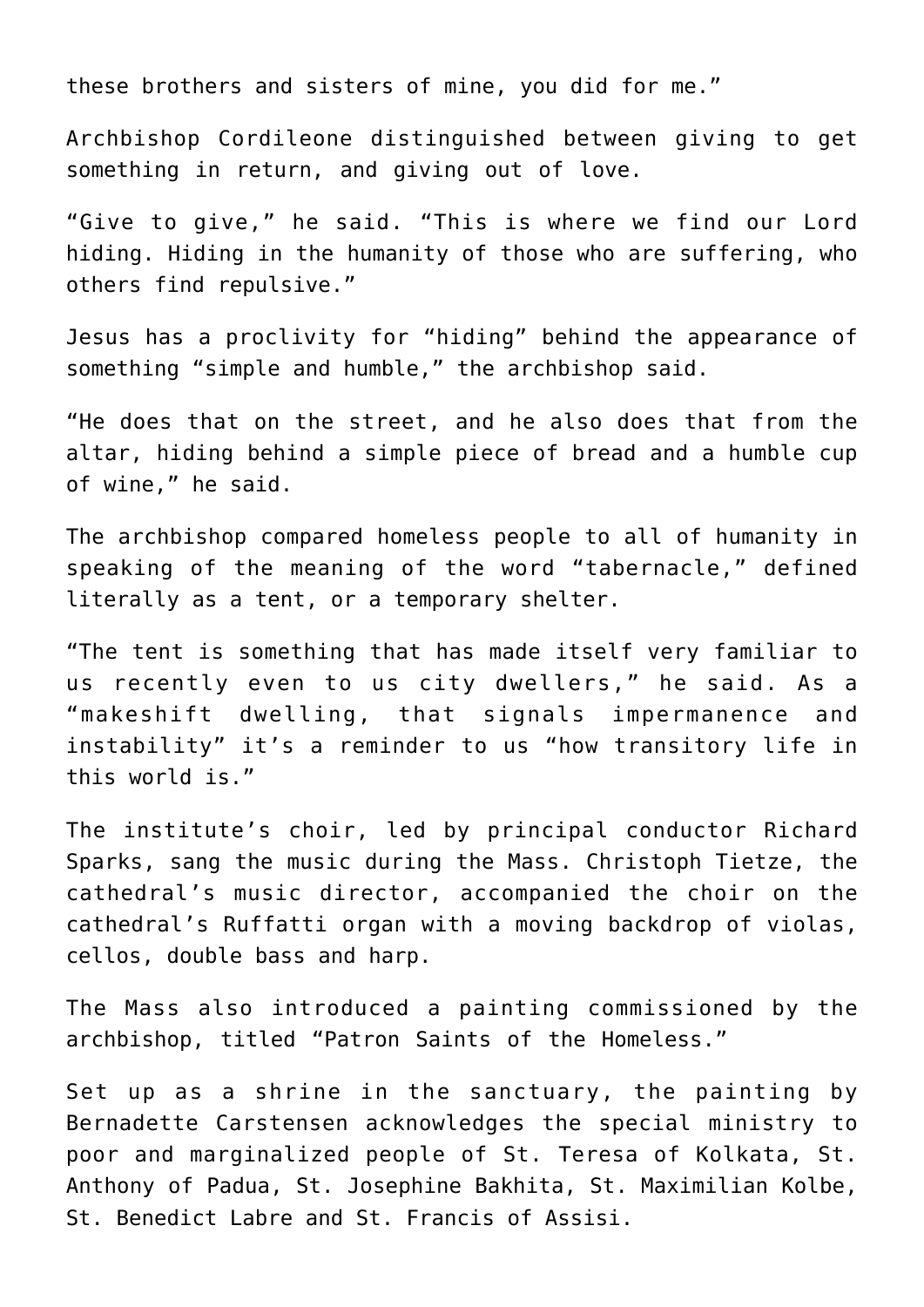these brothers and sisters of mine, you did for me."

Archbishop Cordileone distinguished between giving to get something in return, and giving out of love.

"Give to give," he said. "This is where we find our Lord hiding. Hiding in the humanity of those who are suffering, who others find repulsive."

Jesus has a proclivity for "hiding" behind the appearance of something "simple and humble," the archbishop said.

"He does that on the street, and he also does that from the altar, hiding behind a simple piece of bread and a humble cup of wine," he said.

The archbishop compared homeless people to all of humanity in speaking of the meaning of the word "tabernacle," defined literally as a tent, or a temporary shelter.

"The tent is something that has made itself very familiar to us recently even to us city dwellers," he said. As a "makeshift dwelling, that signals impermanence and instability" it's a reminder to us "how transitory life in this world is."

The institute's choir, led by principal conductor Richard Sparks, sang the music during the Mass. Christoph Tietze, the cathedral's music director, accompanied the choir on the cathedral's Ruffatti organ with a moving backdrop of violas, cellos, double bass and harp.

The Mass also introduced a painting commissioned by the archbishop, titled "Patron Saints of the Homeless."

Set up as a shrine in the sanctuary, the painting by Bernadette Carstensen acknowledges the special ministry to poor and marginalized people of St. Teresa of Kolkata, St. Anthony of Padua, St. Josephine Bakhita, St. Maximilian Kolbe, St. Benedict Labre and St. Francis of Assisi.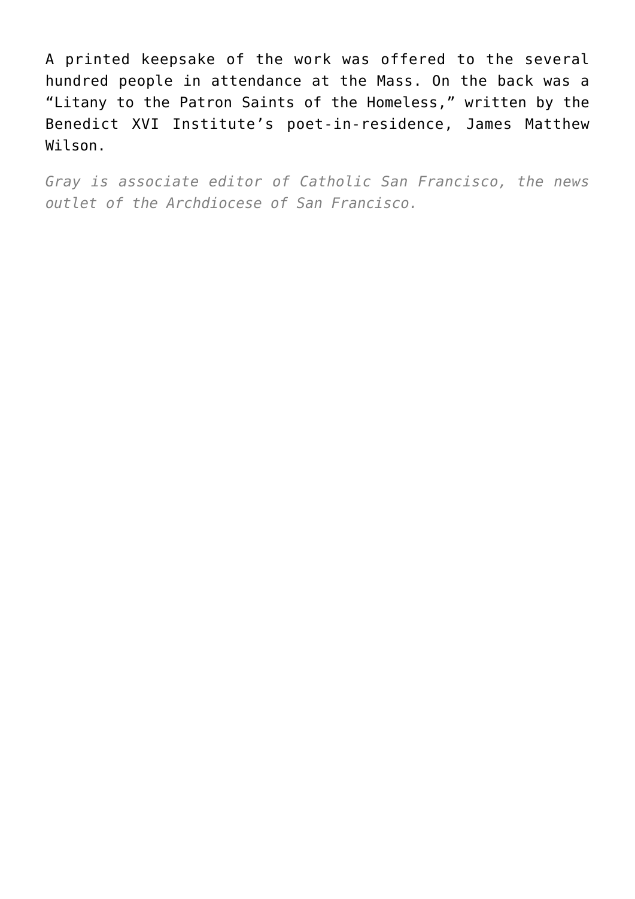A printed keepsake of the work was offered to the several hundred people in attendance at the Mass. On the back was a "Litany to the Patron Saints of the Homeless," written by the Benedict XVI Institute's poet-in-residence, James Matthew Wilson.

*Gray is associate editor of Catholic San Francisco, the news outlet of the Archdiocese of San Francisco.*